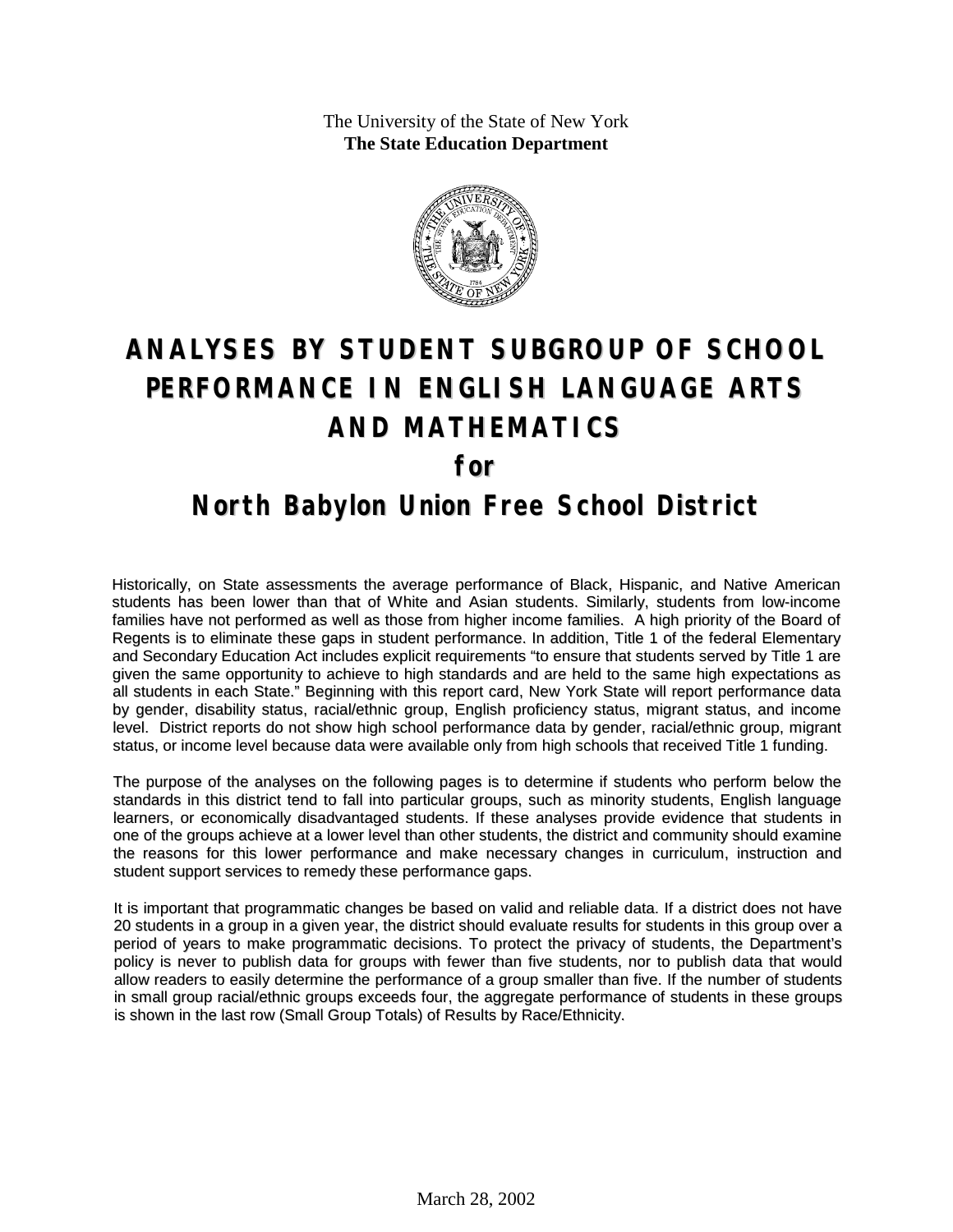The University of the State of New York
**The State Education Department**

# ANALYSES BY STUDENT SUBGROUP OF SCHOOL PERFORMANCE IN ENGLISH LANGUAGE ARTS AND MATHEMATICS

## for

## North Babylon Union Free School District

Historically, on State assessments the average performance of Black, Hispanic, and Native American students has been lower than that of White and Asian students. Similarly, students from low-income families have not performed as well as those from higher income families. A high priority of the Board of Regents is to eliminate these gaps in student performance. In addition, Title 1 of the federal Elementary and Secondary Education Act includes explicit requirements "to ensure that students served by Title 1 are given the same opportunity to achieve to high standards and are held to the same high expectations as all students in each State." Beginning with this report card, New York State will report performance data by gender, disability status, racial/ethnic group, English proficiency status, migrant status, and income level. District reports do not show high school performance data by gender, racial/ethnic group, migrant status, or income level because data were available only from high schools that received Title 1 funding.

The purpose of the analyses on the following pages is to determine if students who perform below the standards in this district tend to fall into particular groups, such as minority students, English language learners, or economically disadvantaged students. If these analyses provide evidence that students in one of the groups achieve at a lower level than other students, the district and community should examine the reasons for this lower performance and make necessary changes in curriculum, instruction and student support services to remedy these performance gaps.

It is important that programmatic changes be based on valid and reliable data. If a district does not have 20 students in a group in a given year, the district should evaluate results for students in this group over a period of years to make programmatic decisions. To protect the privacy of students, the Department's policy is never to publish data for groups with fewer than five students, nor to publish data that would allow readers to easily determine the performance of a group smaller than five. If the number of students in small group racial/ethnic groups exceeds four, the aggregate performance of students in these groups is shown in the last row (Small Group Totals) of Results by Race/Ethnicity.

March 28, 2002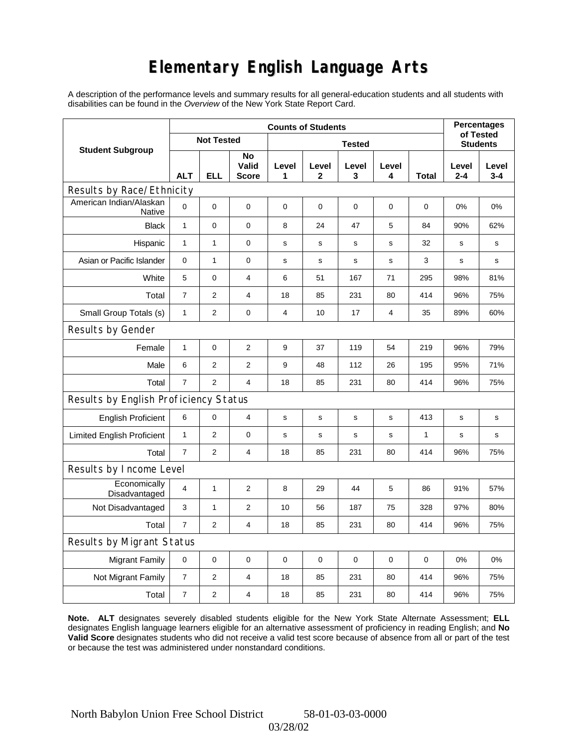# Elementary English Language Arts

A description of the performance levels and summary results for all general-education students and all students with disabilities can be found in the *Overview* of the New York State Report Card.

| Student Subgroup | Counts of Students | | | | | | | | Percentages of Tested Students | |
|---|---|---|---|---|---|---|---|---|---|---|
| | Not Tested | | | Tested | | | | | | |
| | ALT | ELL | No Valid Score | Level 1 | Level 2 | Level 3 | Level 4 | Total | Level 2-4 | Level 3-4 |
| **Results by Race/Ethnicity** | | | | | | | | | | |
| American Indian/Alaskan Native | 0 | 0 | 0 | 0 | 0 | 0 | 0 | 0 | 0% | 0% |
| Black | 1 | 0 | 0 | 8 | 24 | 47 | 5 | 84 | 90% | 62% |
| Hispanic | 1 | 1 | 0 | s | s | s | s | 32 | s | s |
| Asian or Pacific Islander | 0 | 1 | 0 | s | s | s | s | 3 | s | s |
| White | 5 | 0 | 4 | 6 | 51 | 167 | 71 | 295 | 98% | 81% |
| Total | 7 | 2 | 4 | 18 | 85 | 231 | 80 | 414 | 96% | 75% |
| Small Group Totals (s) | 1 | 2 | 0 | 4 | 10 | 17 | 4 | 35 | 89% | 60% |
| **Results by Gender** | | | | | | | | | | |
| Female | 1 | 0 | 2 | 9 | 37 | 119 | 54 | 219 | 96% | 79% |
| Male | 6 | 2 | 2 | 9 | 48 | 112 | 26 | 195 | 95% | 71% |
| Total | 7 | 2 | 4 | 18 | 85 | 231 | 80 | 414 | 96% | 75% |
| **Results by English Proficiency Status** | | | | | | | | | | |
| English Proficient | 6 | 0 | 4 | s | s | s | s | 413 | s | s |
| Limited English Proficient | 1 | 2 | 0 | s | s | s | s | 1 | s | s |
| Total | 7 | 2 | 4 | 18 | 85 | 231 | 80 | 414 | 96% | 75% |
| **Results by Income Level** | | | | | | | | | | |
| Economically Disadvantaged | 4 | 1 | 2 | 8 | 29 | 44 | 5 | 86 | 91% | 57% |
| Not Disadvantaged | 3 | 1 | 2 | 10 | 56 | 187 | 75 | 328 | 97% | 80% |
| Total | 7 | 2 | 4 | 18 | 85 | 231 | 80 | 414 | 96% | 75% |
| **Results by Migrant Status** | | | | | | | | | | |
| Migrant Family | 0 | 0 | 0 | 0 | 0 | 0 | 0 | 0 | 0% | 0% |
| Not Migrant Family | 7 | 2 | 4 | 18 | 85 | 231 | 80 | 414 | 96% | 75% |
| Total | 7 | 2 | 4 | 18 | 85 | 231 | 80 | 414 | 96% | 75% |

**Note. ALT** designates severely disabled students eligible for the New York State Alternate Assessment; **ELL** designates English language learners eligible for an alternative assessment of proficiency in reading English; and **No Valid Score** designates students who did not receive a valid test score because of absence from all or part of the test or because the test was administered under nonstandard conditions.

North Babylon Union Free School District 58-01-03-03-0000

03/28/02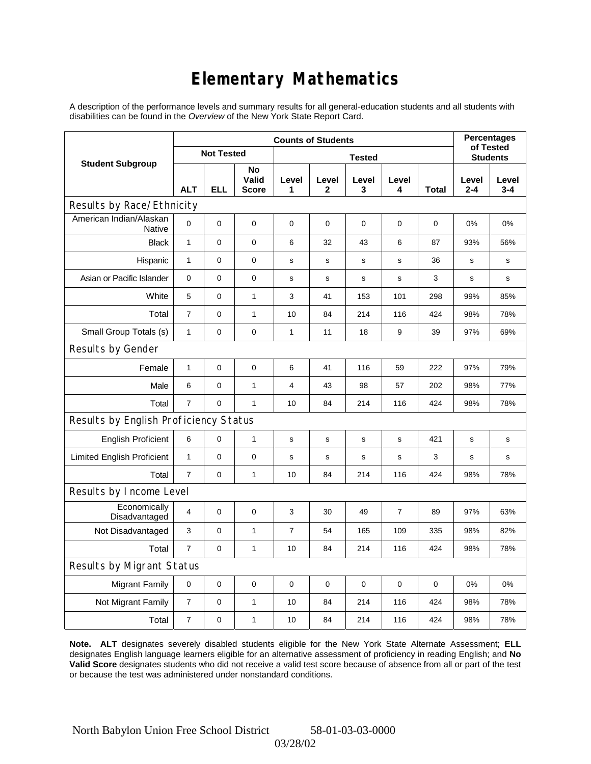# Elementary Mathematics

A description of the performance levels and summary results for all general-education students and all students with disabilities can be found in the *Overview* of the New York State Report Card.

| Student Subgroup | Counts of Students | | | | | | | | Percentages of Tested Students | |
|---|---|---|---|---|---|---|---|---|---|---|
| | Not Tested | | | Tested | | | | | | |
| | ALT | ELL | No Valid Score | Level 1 | Level 2 | Level 3 | Level 4 | Total | Level 2-4 | Level 3-4 |
| **Results by Race/Ethnicity** | | | | | | | | | | |
| American Indian/Alaskan Native | 0 | 0 | 0 | 0 | 0 | 0 | 0 | 0 | 0% | 0% |
| Black | 1 | 0 | 0 | 6 | 32 | 43 | 6 | 87 | 93% | 56% |
| Hispanic | 1 | 0 | 0 | s | s | s | s | 36 | s | s |
| Asian or Pacific Islander | 0 | 0 | 0 | s | s | s | s | 3 | s | s |
| White | 5 | 0 | 1 | 3 | 41 | 153 | 101 | 298 | 99% | 85% |
| Total | 7 | 0 | 1 | 10 | 84 | 214 | 116 | 424 | 98% | 78% |
| Small Group Totals (s) | 1 | 0 | 0 | 1 | 11 | 18 | 9 | 39 | 97% | 69% |
| **Results by Gender** | | | | | | | | | | |
| Female | 1 | 0 | 0 | 6 | 41 | 116 | 59 | 222 | 97% | 79% |
| Male | 6 | 0 | 1 | 4 | 43 | 98 | 57 | 202 | 98% | 77% |
| Total | 7 | 0 | 1 | 10 | 84 | 214 | 116 | 424 | 98% | 78% |
| **Results by English Proficiency Status** | | | | | | | | | | |
| English Proficient | 6 | 0 | 1 | s | s | s | s | 421 | s | s |
| Limited English Proficient | 1 | 0 | 0 | s | s | s | s | 3 | s | s |
| Total | 7 | 0 | 1 | 10 | 84 | 214 | 116 | 424 | 98% | 78% |
| **Results by Income Level** | | | | | | | | | | |
| Economically Disadvantaged | 4 | 0 | 0 | 3 | 30 | 49 | 7 | 89 | 97% | 63% |
| Not Disadvantaged | 3 | 0 | 1 | 7 | 54 | 165 | 109 | 335 | 98% | 82% |
| Total | 7 | 0 | 1 | 10 | 84 | 214 | 116 | 424 | 98% | 78% |
| **Results by Migrant Status** | | | | | | | | | | |
| Migrant Family | 0 | 0 | 0 | 0 | 0 | 0 | 0 | 0 | 0% | 0% |
| Not Migrant Family | 7 | 0 | 1 | 10 | 84 | 214 | 116 | 424 | 98% | 78% |
| Total | 7 | 0 | 1 | 10 | 84 | 214 | 116 | 424 | 98% | 78% |

**Note. ALT** designates severely disabled students eligible for the New York State Alternate Assessment; **ELL** designates English language learners eligible for an alternative assessment of proficiency in reading English; and **No Valid Score** designates students who did not receive a valid test score because of absence from all or part of the test or because the test was administered under nonstandard conditions.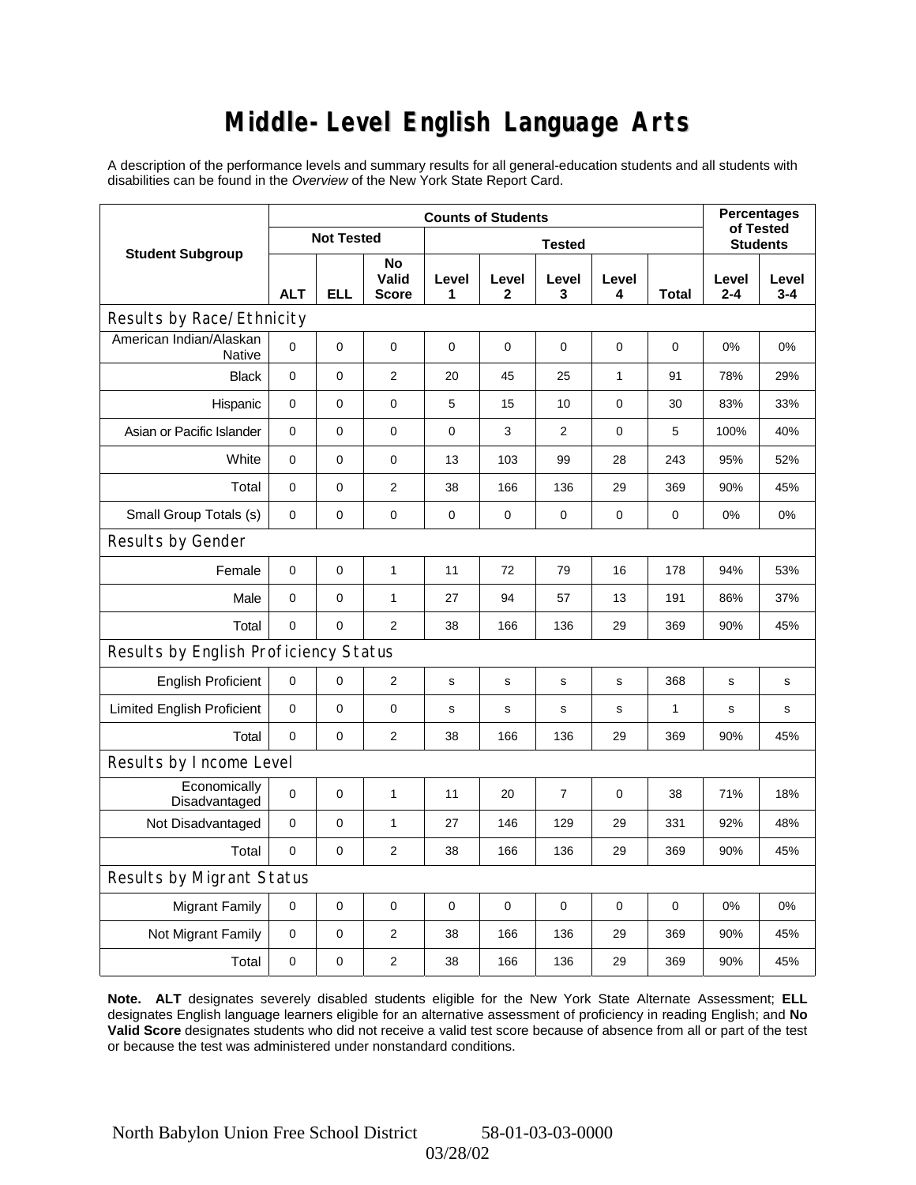# Middle-Level English Language Arts

A description of the performance levels and summary results for all general-education students and all students with disabilities can be found in the *Overview* of the New York State Report Card.

| Student Subgroup | Counts of Students | | | | | | | | Percentages of Tested Students | |
|---|---|---|---|---|---|---|---|---|---|---|
| | Not Tested | | | Tested | | | | | | |
| | ALT | ELL | No Valid Score | Level 1 | Level 2 | Level 3 | Level 4 | Total | Level 2-4 | Level 3-4 |
| **Results by Race/Ethnicity** | | | | | | | | | | |
| American Indian/Alaskan Native | 0 | 0 | 0 | 0 | 0 | 0 | 0 | 0 | 0% | 0% |
| Black | 0 | 0 | 2 | 20 | 45 | 25 | 1 | 91 | 78% | 29% |
| Hispanic | 0 | 0 | 0 | 5 | 15 | 10 | 0 | 30 | 83% | 33% |
| Asian or Pacific Islander | 0 | 0 | 0 | 0 | 3 | 2 | 0 | 5 | 100% | 40% |
| White | 0 | 0 | 0 | 13 | 103 | 99 | 28 | 243 | 95% | 52% |
| Total | 0 | 0 | 2 | 38 | 166 | 136 | 29 | 369 | 90% | 45% |
| Small Group Totals (s) | 0 | 0 | 0 | 0 | 0 | 0 | 0 | 0 | 0% | 0% |
| **Results by Gender** | | | | | | | | | | |
| Female | 0 | 0 | 1 | 11 | 72 | 79 | 16 | 178 | 94% | 53% |
| Male | 0 | 0 | 1 | 27 | 94 | 57 | 13 | 191 | 86% | 37% |
| Total | 0 | 0 | 2 | 38 | 166 | 136 | 29 | 369 | 90% | 45% |
| **Results by English Proficiency Status** | | | | | | | | | | |
| English Proficient | 0 | 0 | 2 | s | s | s | s | 368 | s | s |
| Limited English Proficient | 0 | 0 | 0 | s | s | s | s | 1 | s | s |
| Total | 0 | 0 | 2 | 38 | 166 | 136 | 29 | 369 | 90% | 45% |
| **Results by Income Level** | | | | | | | | | | |
| Economically Disadvantaged | 0 | 0 | 1 | 11 | 20 | 7 | 0 | 38 | 71% | 18% |
| Not Disadvantaged | 0 | 0 | 1 | 27 | 146 | 129 | 29 | 331 | 92% | 48% |
| Total | 0 | 0 | 2 | 38 | 166 | 136 | 29 | 369 | 90% | 45% |
| **Results by Migrant Status** | | | | | | | | | | |
| Migrant Family | 0 | 0 | 0 | 0 | 0 | 0 | 0 | 0 | 0% | 0% |
| Not Migrant Family | 0 | 0 | 2 | 38 | 166 | 136 | 29 | 369 | 90% | 45% |
| Total | 0 | 0 | 2 | 38 | 166 | 136 | 29 | 369 | 90% | 45% |

**Note. ALT** designates severely disabled students eligible for the New York State Alternate Assessment; **ELL** designates English language learners eligible for an alternative assessment of proficiency in reading English; and **No Valid Score** designates students who did not receive a valid test score because of absence from all or part of the test or because the test was administered under nonstandard conditions.

North Babylon Union Free School District 58-01-03-03-0000

03/28/02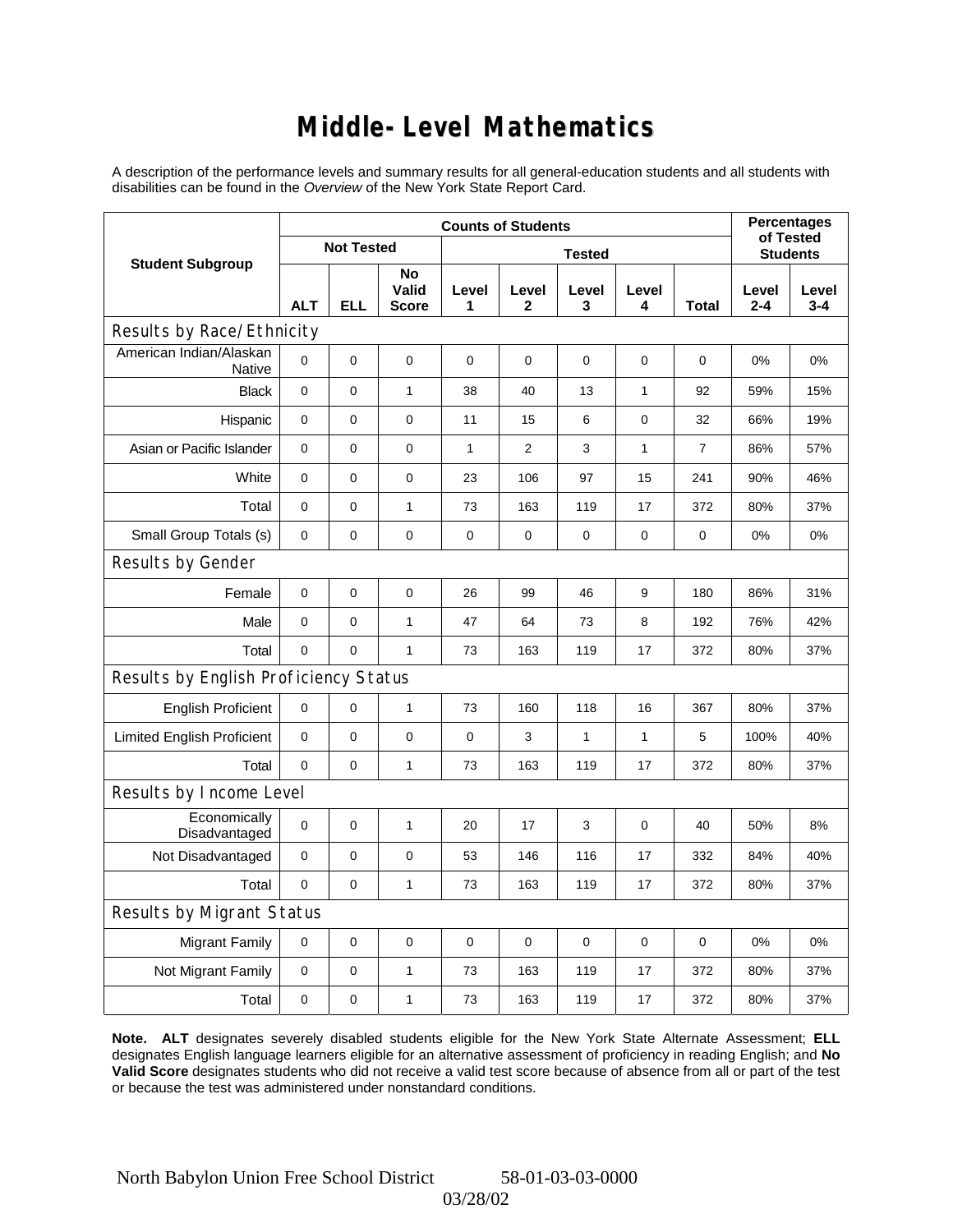# Middle-Level Mathematics

A description of the performance levels and summary results for all general-education students and all students with disabilities can be found in the *Overview* of the New York State Report Card.

| Student Subgroup | Counts of Students | | | | | | | | Percentages of Tested Students | |
|---|---|---|---|---|---|---|---|---|---|---|
| | Not Tested | | | Tested | | | | | | |
| | ALT | ELL | No Valid Score | Level 1 | Level 2 | Level 3 | Level 4 | Total | Level 2-4 | Level 3-4 |
| **Results by Race/Ethnicity** | | | | | | | | | | |
| American Indian/Alaskan Native | 0 | 0 | 0 | 0 | 0 | 0 | 0 | 0 | 0% | 0% |
| Black | 0 | 0 | 1 | 38 | 40 | 13 | 1 | 92 | 59% | 15% |
| Hispanic | 0 | 0 | 0 | 11 | 15 | 6 | 0 | 32 | 66% | 19% |
| Asian or Pacific Islander | 0 | 0 | 0 | 1 | 2 | 3 | 1 | 7 | 86% | 57% |
| White | 0 | 0 | 0 | 23 | 106 | 97 | 15 | 241 | 90% | 46% |
| Total | 0 | 0 | 1 | 73 | 163 | 119 | 17 | 372 | 80% | 37% |
| Small Group Totals (s) | 0 | 0 | 0 | 0 | 0 | 0 | 0 | 0 | 0% | 0% |
| **Results by Gender** | | | | | | | | | | |
| Female | 0 | 0 | 0 | 26 | 99 | 46 | 9 | 180 | 86% | 31% |
| Male | 0 | 0 | 1 | 47 | 64 | 73 | 8 | 192 | 76% | 42% |
| Total | 0 | 0 | 1 | 73 | 163 | 119 | 17 | 372 | 80% | 37% |
| **Results by English Proficiency Status** | | | | | | | | | | |
| English Proficient | 0 | 0 | 1 | 73 | 160 | 118 | 16 | 367 | 80% | 37% |
| Limited English Proficient | 0 | 0 | 0 | 0 | 3 | 1 | 1 | 5 | 100% | 40% |
| Total | 0 | 0 | 1 | 73 | 163 | 119 | 17 | 372 | 80% | 37% |
| **Results by Income Level** | | | | | | | | | | |
| Economically Disadvantaged | 0 | 0 | 1 | 20 | 17 | 3 | 0 | 40 | 50% | 8% |
| Not Disadvantaged | 0 | 0 | 0 | 53 | 146 | 116 | 17 | 332 | 84% | 40% |
| Total | 0 | 0 | 1 | 73 | 163 | 119 | 17 | 372 | 80% | 37% |
| **Results by Migrant Status** | | | | | | | | | | |
| Migrant Family | 0 | 0 | 0 | 0 | 0 | 0 | 0 | 0 | 0% | 0% |
| Not Migrant Family | 0 | 0 | 1 | 73 | 163 | 119 | 17 | 372 | 80% | 37% |
| Total | 0 | 0 | 1 | 73 | 163 | 119 | 17 | 372 | 80% | 37% |

**Note.** **ALT** designates severely disabled students eligible for the New York State Alternate Assessment; **ELL** designates English language learners eligible for an alternative assessment of proficiency in reading English; and **No Valid Score** designates students who did not receive a valid test score because of absence from all or part of the test or because the test was administered under nonstandard conditions.

North Babylon Union Free School District 58-01-03-03-0000

03/28/02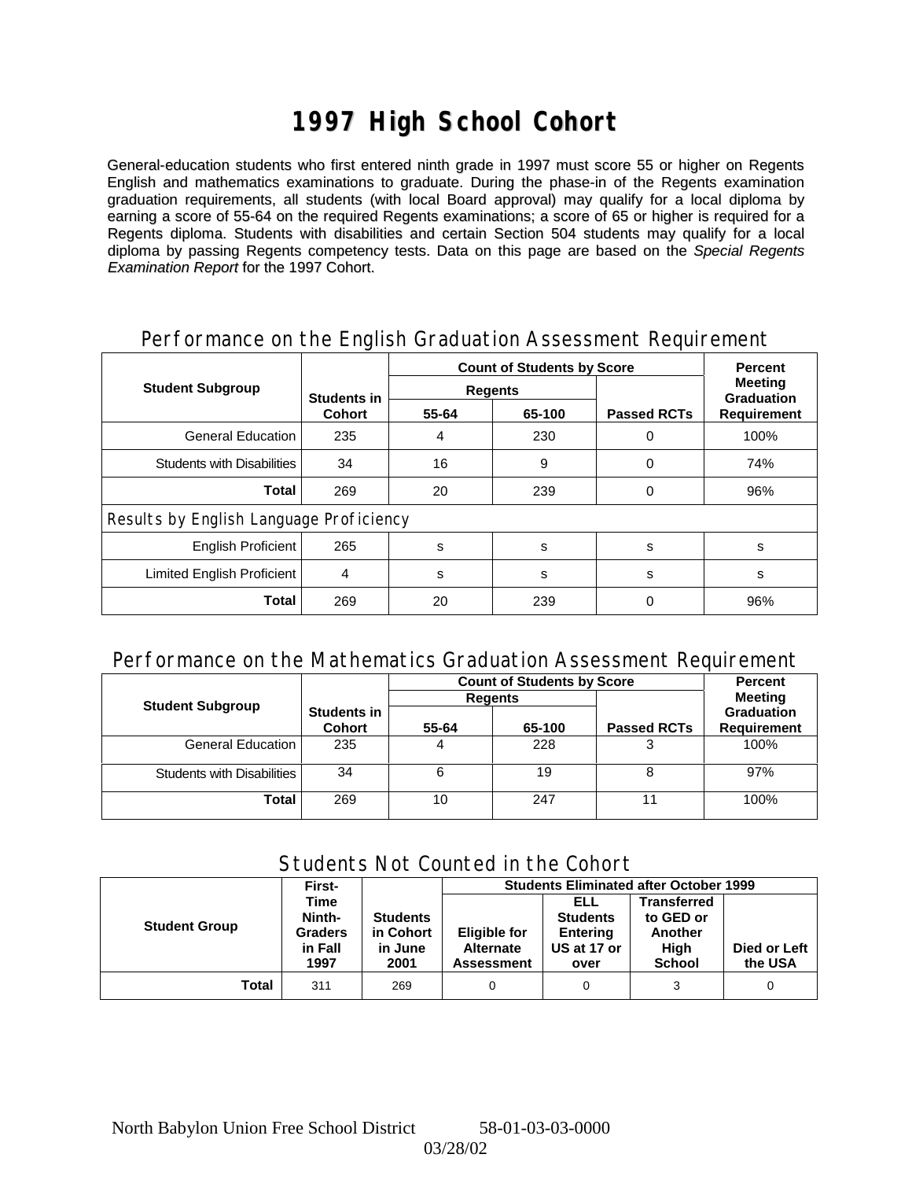# 1997 High School Cohort

General-education students who first entered ninth grade in 1997 must score 55 or higher on Regents English and mathematics examinations to graduate. During the phase-in of the Regents examination graduation requirements, all students (with local Board approval) may qualify for a local diploma by earning a score of 55-64 on the required Regents examinations; a score of 65 or higher is required for a Regents diploma. Students with disabilities and certain Section 504 students may qualify for a local diploma by passing Regents competency tests. Data on this page are based on the *Special Regents Examination Report* for the 1997 Cohort.

## Performance on the English Graduation Assessment Requirement

| Student Subgroup | Students in Cohort | Count of Students by Score | | | Percent Meeting Graduation Requirement |
|---|---|---|---|---|---|
| | | Regents 55-64 | Regents 65-100 | Passed RCTs | |
| General Education | 235 | 4 | 230 | 0 | 100% |
| Students with Disabilities | 34 | 16 | 9 | 0 | 74% |
| **Total** | 269 | 20 | 239 | 0 | 96% |
| Results by English Language Proficiency | | | | | |
| English Proficient | 265 | s | s | s | s |
| Limited English Proficient | 4 | s | s | s | s |
| **Total** | 269 | 20 | 239 | 0 | 96% |

## Performance on the Mathematics Graduation Assessment Requirement

| Student Subgroup | Students in Cohort | Count of Students by Score | | | Percent Meeting Graduation Requirement |
|---|---|---|---|---|---|
| | | Regents 55-64 | Regents 65-100 | Passed RCTs | |
| General Education | 235 | 4 | 228 | 3 | 100% |
| Students with Disabilities | 34 | 6 | 19 | 8 | 97% |
| **Total** | 269 | 10 | 247 | 11 | 100% |

## Students Not Counted in the Cohort

| Student Group | First-Time Ninth-Graders in Fall 1997 | Students in Cohort in June 2001 | Students Eliminated after October 1999 | | | |
|---|---|---|---|---|---|---|
| | | | Eligible for Alternate Assessment | ELL Students Entering US at 17 or over | Transferred to GED or Another High School | Died or Left the USA |
| **Total** | 311 | 269 | 0 | 0 | 3 | 0 |

North Babylon Union Free School District 58-01-03-03-0000

03/28/02